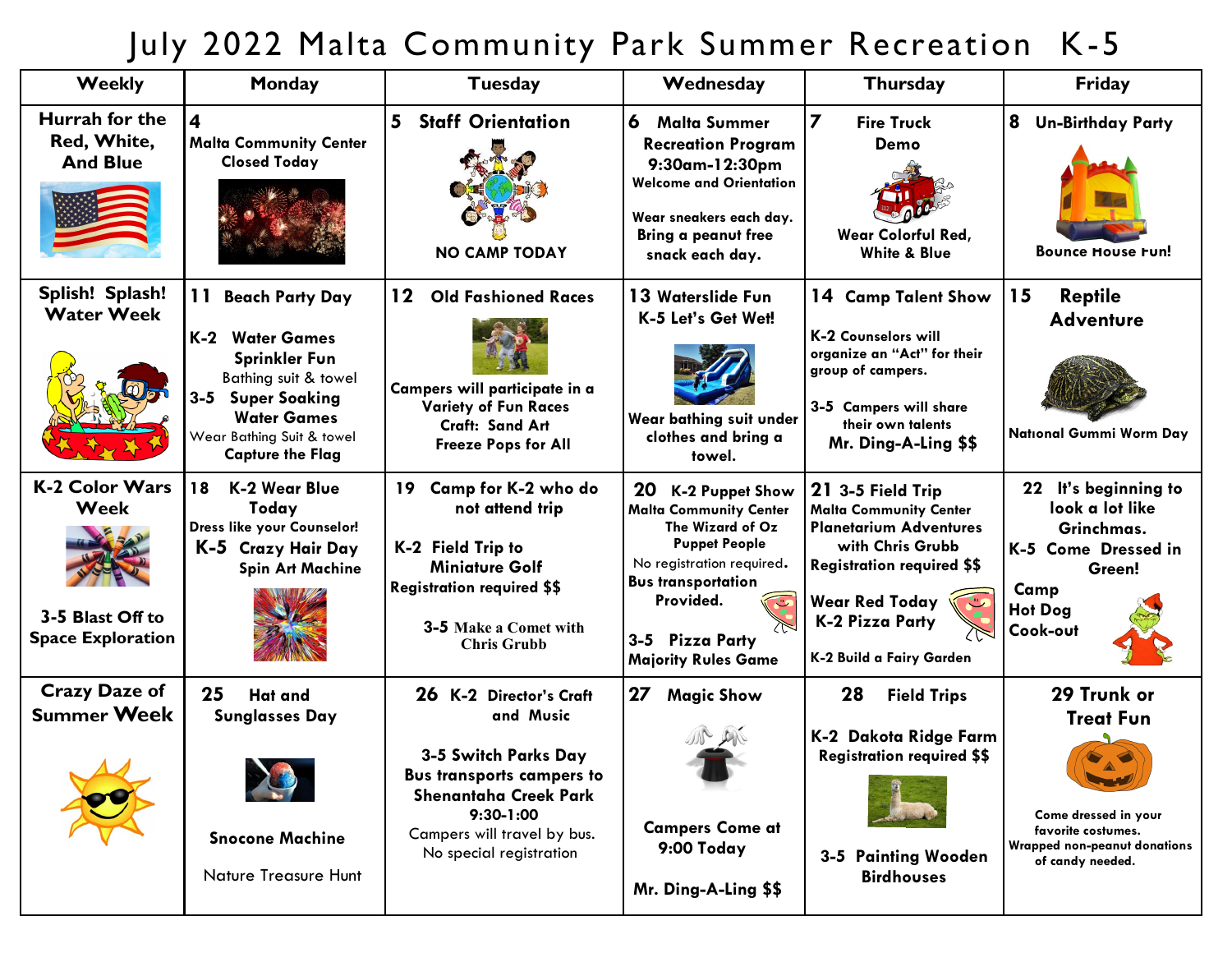# July 2022 Malta Community Park Summer Recreation K-5

| Weekly | Monday | Tuesday | Wednesday | Thursday | Friday |
|---|---|---|---|---|---|
| **Hurrah for the Red, White, And Blue** | **4** Malta Community Center Closed Today | **5 Staff Orientation** NO CAMP TODAY | **6 Malta Summer Recreation Program 9:30am-12:30pm** Welcome and Orientation Wear sneakers each day. Bring a peanut free snack each day. | **7 Fire Truck Demo** Wear Colorful Red, White & Blue | **8 Un-Birthday Party** Bounce House Fun! |
| **Splish! Splash! Water Week** | **11 Beach Party Day** K-2 Water Games Sprinkler Fun Bathing suit & towel 3-5 Super Soaking Water Games Wear Bathing Suit & towel Capture the Flag | **12 Old Fashioned Races** Campers will participate in a Variety of Fun Races Craft: Sand Art Freeze Pops for All | **13 Waterslide Fun K-5 Let's Get Wet!** Wear bathing suit under clothes and bring a towel. | **14 Camp Talent Show** K-2 Counselors will organize an "Act" for their group of campers. 3-5 Campers will share their own talents Mr. Ding-A-Ling $$ | **15 Reptile Adventure** National Gummi Worm Day |
| **K-2 Color Wars Week** 3-5 Blast Off to Space Exploration | **18 K-2 Wear Blue Today** Dress like your Counselor! **K-5 Crazy Hair Day** Spin Art Machine | **19 Camp for K-2 who do not attend trip** K-2 Field Trip to Miniature Golf Registration required $$ 3-5 Make a Comet with Chris Grubb | **20 K-2 Puppet Show** Malta Community Center The Wizard of Oz Puppet People No registration required. Bus transportation Provided. 3-5 Pizza Party Majority Rules Game | **21 3-5 Field Trip** Malta Community Center Planetarium Adventures with Chris Grubb Registration required $$ Wear Red Today K-2 Pizza Party K-2 Build a Fairy Garden | **22 It's beginning to look a lot like Grinchmas.** K-5 Come Dressed in Green! Camp Hot Dog Cook-out |
| **Crazy Daze of Summer Week** | **25 Hat and Sunglasses Day** Snocone Machine Nature Treasure Hunt | **26 K-2 Director's Craft and Music** 3-5 Switch Parks Day Bus transports campers to Shenantaha Creek Park 9:30-1:00 Campers will travel by bus. No special registration | **27 Magic Show** Campers Come at 9:00 Today Mr. Ding-A-Ling $$ | **28 Field Trips** K-2 Dakota Ridge Farm Registration required $$ 3-5 Painting Wooden Birdhouses | **29 Trunk or Treat Fun** Come dressed in your favorite costumes. Wrapped non-peanut donations of candy needed. |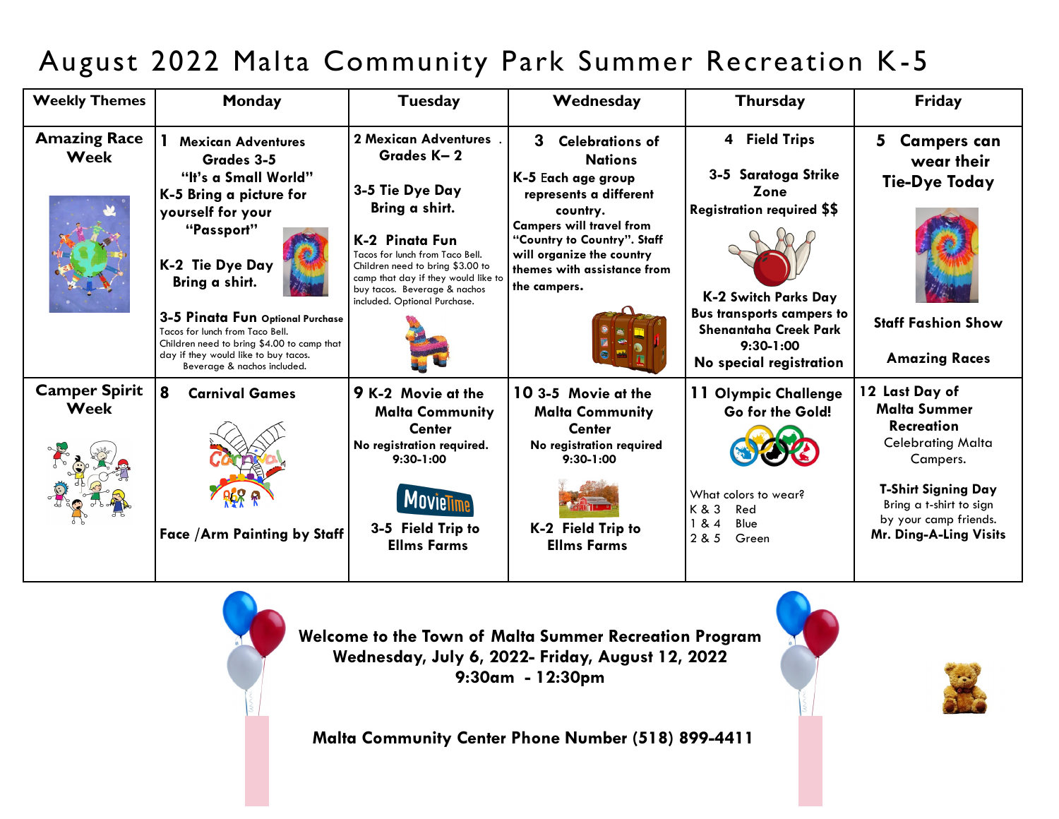# August 2022 Malta Community Park Summer Recreation K-5

| Weekly Themes | Monday | Tuesday | Wednesday | Thursday | Friday |
|---|---|---|---|---|---|
| **Amazing Race Week** | **1 Mexican Adventures Grades 3-5** **"It's a Small World"** **K-5 Bring a picture for yourself for your "Passport"** **K-2 Tie Dye Day Bring a shirt.** **3-5 Pinata Fun** **Optional Purchase** Tacos for lunch from Taco Bell. Children need to bring $4.00 to camp that day if they would like to buy tacos. Beverage & nachos included. | **2 Mexican Adventures . Grades K– 2** **3-5 Tie Dye Day Bring a shirt.** **K-2 Pinata Fun** Tacos for lunch from Taco Bell. Children need to bring $3.00 to camp that day if they would like to buy tacos. Beverage & nachos included. Optional Purchase. | **3 Celebrations of Nations** **K-5** Each age group represents a different country. **Campers will travel from "Country to Country". Staff will organize the country themes with assistance from the campers.** | **4 Field Trips** **3-5 Saratoga Strike Zone** **Registration required $$** **K-2 Switch Parks Day** **Bus transports campers to Shenantaha Creek Park** **9:30-1:00** **No special registration** | **5 Campers can wear their Tie-Dye Today** **Staff Fashion Show** **Amazing Races** |
| **Camper Spirit Week** | **8 Carnival Games** **Face /Arm Painting by Staff** | **9 K-2 Movie at the Malta Community Center** **No registration required.** **9:30-1:00** **3-5 Field Trip to Ellms Farms** | **10 3-5 Movie at the Malta Community Center** **No registration required** **9:30-1:00** **K-2 Field Trip to Ellms Farms** | **11 Olympic Challenge Go for the Gold!** What colors to wear? K & 3 Red 1 & 4 Blue 2 & 5 Green | **12 Last Day of Malta Summer Recreation** Celebrating Malta Campers. **T-Shirt Signing Day** Bring a t-shirt to sign by your camp friends. **Mr. Ding-A-Ling Visits** |

**Welcome to the Town of Malta Summer Recreation Program**
**Wednesday, July 6, 2022- Friday, August 12, 2022**
**9:30am - 12:30pm**

**Malta Community Center Phone Number (518) 899-4411**